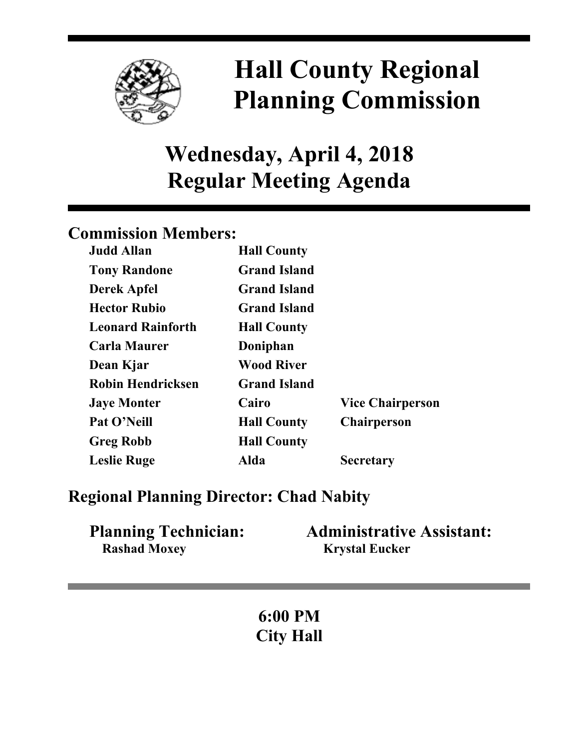# Hall County Regional Planning Commission

## Wednesday, April 4, 2018
## Regular Meeting Agenda

### Commission Members:

| | | |
|---|---|---|
| **Judd Allan** | **Hall County** | |
| **Tony Randone** | **Grand Island** | |
| **Derek Apfel** | **Grand Island** | |
| **Hector Rubio** | **Grand Island** | |
| **Leonard Rainforth** | **Hall County** | |
| **Carla Maurer** | **Doniphan** | |
| **Dean Kjar** | **Wood River** | |
| **Robin Hendricksen** | **Grand Island** | |
| **Jaye Monter** | **Cairo** | **Vice Chairperson** |
| **Pat O'Neill** | **Hall County** | **Chairperson** |
| **Greg Robb** | **Hall County** | |
| **Leslie Ruge** | **Alda** | **Secretary** |

### Regional Planning Director: Chad Nabity

**Planning Technician:**
**Rashad Moxey**

**Administrative Assistant:**
**Krystal Eucker**

**6:00 PM**
**City Hall**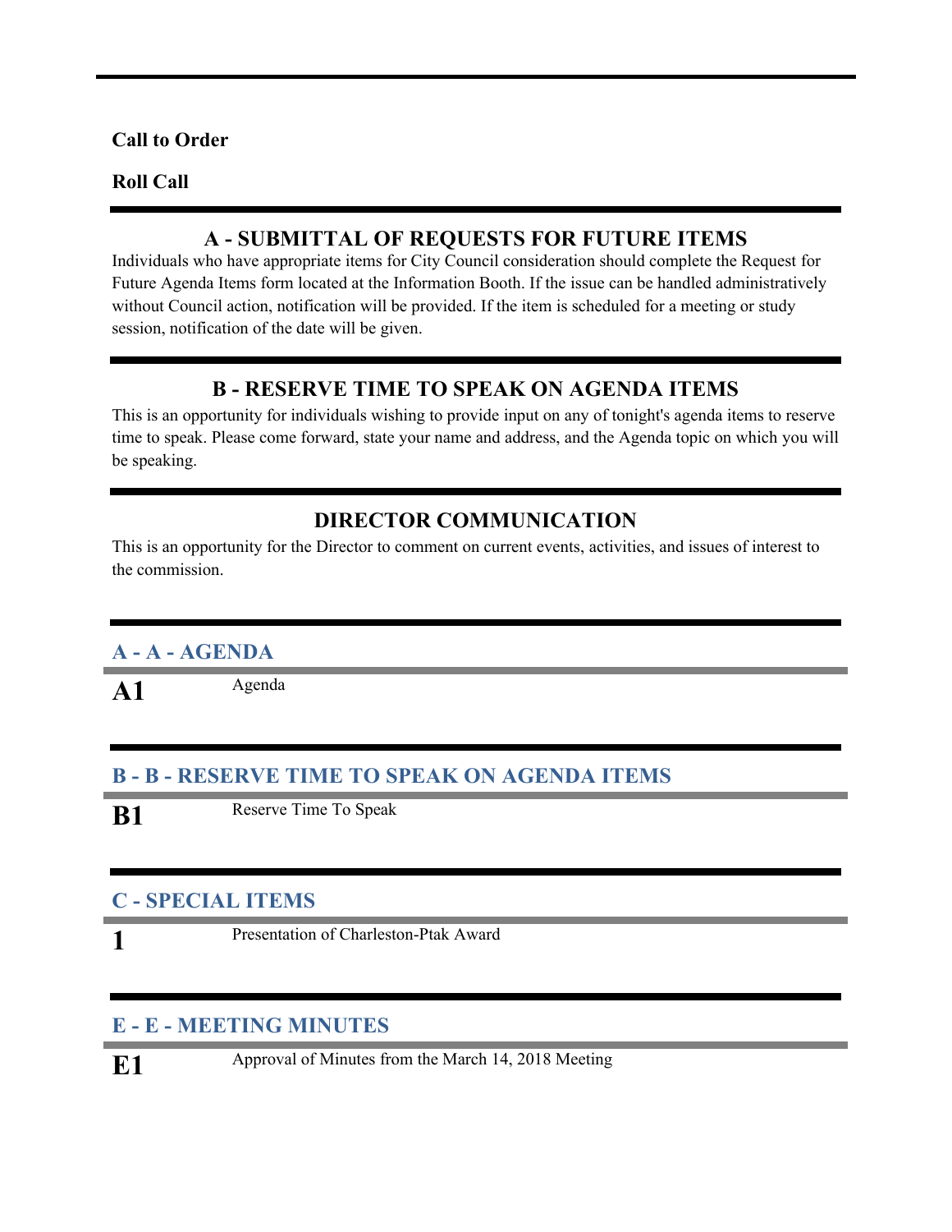**Call to Order**

**Roll Call**

## A - SUBMITTAL OF REQUESTS FOR FUTURE ITEMS

Individuals who have appropriate items for City Council consideration should complete the Request for Future Agenda Items form located at the Information Booth. If the issue can be handled administratively without Council action, notification will be provided. If the item is scheduled for a meeting or study session, notification of the date will be given.

## B - RESERVE TIME TO SPEAK ON AGENDA ITEMS

This is an opportunity for individuals wishing to provide input on any of tonight's agenda items to reserve time to speak. Please come forward, state your name and address, and the Agenda topic on which you will be speaking.

## DIRECTOR COMMUNICATION

This is an opportunity for the Director to comment on current events, activities, and issues of interest to the commission.

### A - A - AGENDA

**A1** Agenda

### B - B - RESERVE TIME TO SPEAK ON AGENDA ITEMS

**B1** Reserve Time To Speak

### C - SPECIAL ITEMS

**1** Presentation of Charleston-Ptak Award

### E - E - MEETING MINUTES

**E1** Approval of Minutes from the March 14, 2018 Meeting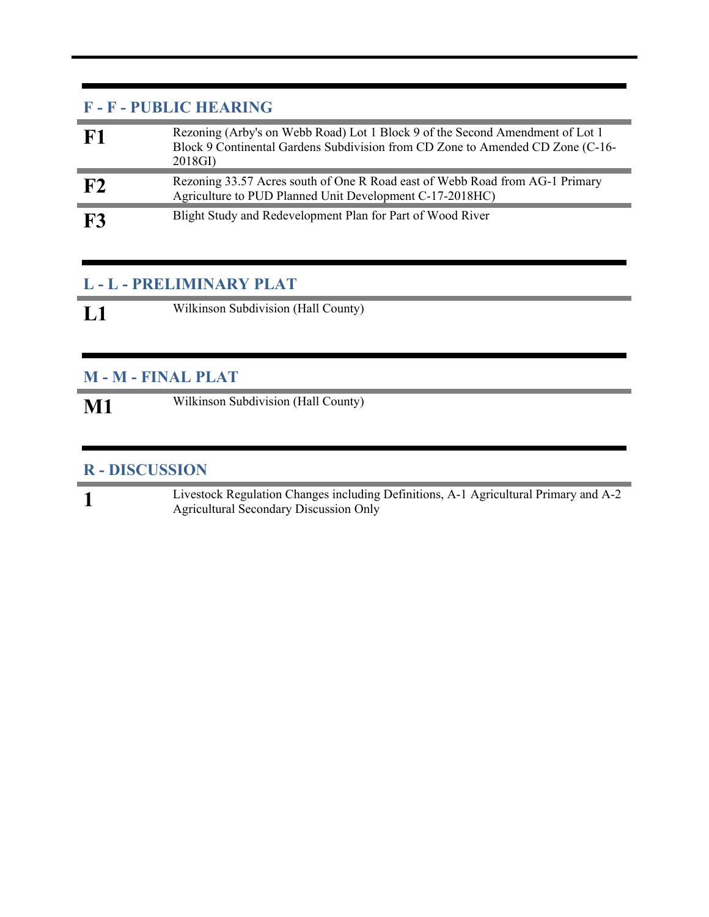## F - F - PUBLIC HEARING

| | |
|---|---|
| **F1** | Rezoning (Arby's on Webb Road) Lot 1 Block 9 of the Second Amendment of Lot 1 Block 9 Continental Gardens Subdivision from CD Zone to Amended CD Zone (C-16-2018GI) |
| **F2** | Rezoning 33.57 Acres south of One R Road east of Webb Road from AG-1 Primary Agriculture to PUD Planned Unit Development C-17-2018HC) |
| **F3** | Blight Study and Redevelopment Plan for Part of Wood River |

## L - L - PRELIMINARY PLAT

| | |
|---|---|
| **L1** | Wilkinson Subdivision (Hall County) |

## M - M - FINAL PLAT

| | |
|---|---|
| **M1** | Wilkinson Subdivision (Hall County) |

## R - DISCUSSION

| | |
|---|---|
| **1** | Livestock Regulation Changes including Definitions, A-1 Agricultural Primary and A-2 Agricultural Secondary Discussion Only |